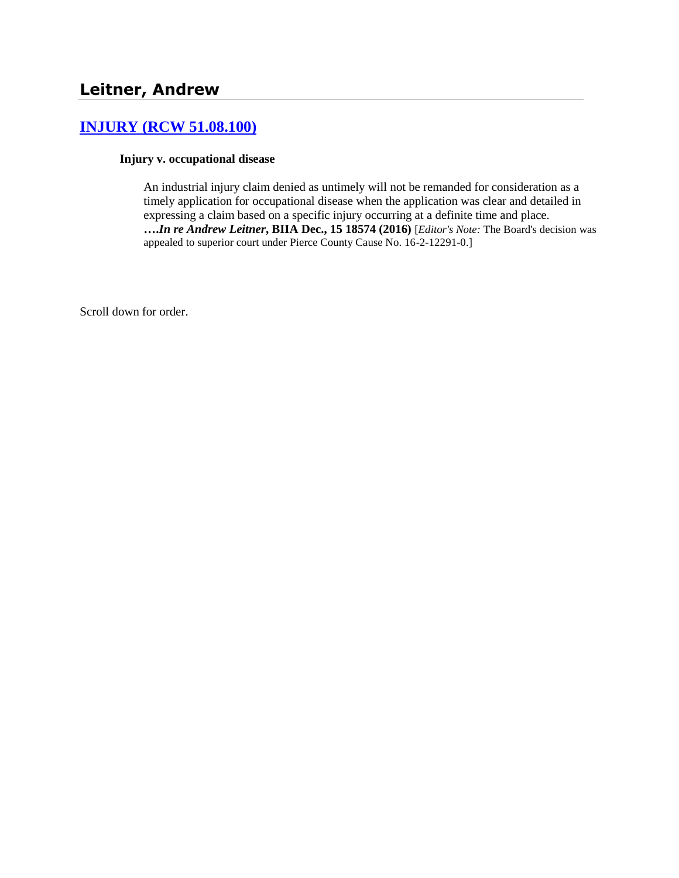## Leitner, Andrew

### [INJURY (RCW 51.08.100)]

**Injury v. occupational disease**

An industrial injury claim denied as untimely will not be remanded for consideration as a timely application for occupational disease when the application was clear and detailed in expressing a claim based on a specific injury occurring at a definite time and place. ***….In re Andrew Leitner*, BIIA Dec., 15 18574 (2016)** [*Editor's Note:* The Board's decision was appealed to superior court under Pierce County Cause No. 16-2-12291-0.]

Scroll down for order.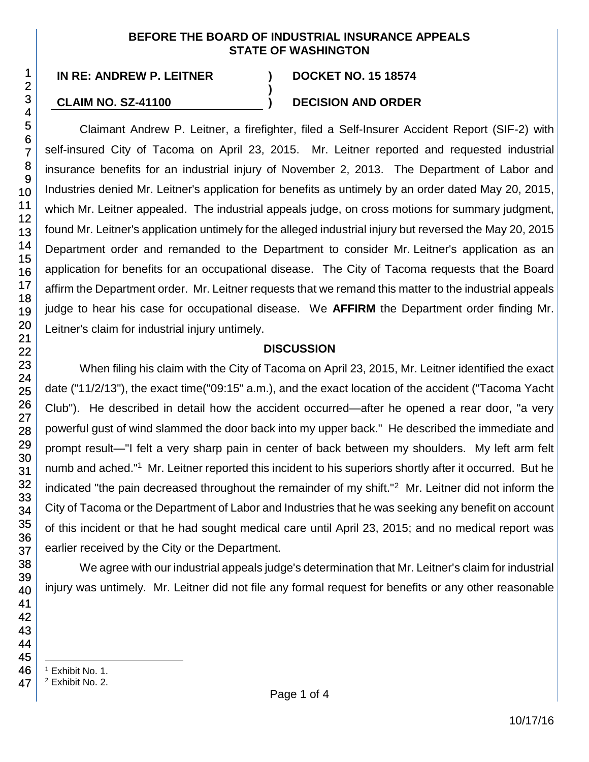**BEFORE THE BOARD OF INDUSTRIAL INSURANCE APPEALS**
**STATE OF WASHINGTON**

| | | |
|---|---|---|
| **IN RE: ANDREW P. LEITNER** | **)** | **DOCKET NO. 15 18574** |
| | **)** | |
| **CLAIM NO. SZ-41100** | **)** | **DECISION AND ORDER** |

Claimant Andrew P. Leitner, a firefighter, filed a Self-Insurer Accident Report (SIF-2) with self-insured City of Tacoma on April 23, 2015. Mr. Leitner reported and requested industrial insurance benefits for an industrial injury of November 2, 2013. The Department of Labor and Industries denied Mr. Leitner's application for benefits as untimely by an order dated May 20, 2015, which Mr. Leitner appealed. The industrial appeals judge, on cross motions for summary judgment, found Mr. Leitner's application untimely for the alleged industrial injury but reversed the May 20, 2015 Department order and remanded to the Department to consider Mr. Leitner's application as an application for benefits for an occupational disease. The City of Tacoma requests that the Board affirm the Department order. Mr. Leitner requests that we remand this matter to the industrial appeals judge to hear his case for occupational disease. We **AFFIRM** the Department order finding Mr. Leitner's claim for industrial injury untimely.

## DISCUSSION

When filing his claim with the City of Tacoma on April 23, 2015, Mr. Leitner identified the exact date ("11/2/13"), the exact time("09:15" a.m.), and the exact location of the accident ("Tacoma Yacht Club"). He described in detail how the accident occurred—after he opened a rear door, "a very powerful gust of wind slammed the door back into my upper back." He described the immediate and prompt result—"I felt a very sharp pain in center of back between my shoulders. My left arm felt numb and ached."[1] Mr. Leitner reported this incident to his superiors shortly after it occurred. But he indicated "the pain decreased throughout the remainder of my shift."[2] Mr. Leitner did not inform the City of Tacoma or the Department of Labor and Industries that he was seeking any benefit on account of this incident or that he had sought medical care until April 23, 2015; and no medical report was earlier received by the City or the Department.

We agree with our industrial appeals judge's determination that Mr. Leitner's claim for industrial injury was untimely. Mr. Leitner did not file any formal request for benefits or any other reasonable

---

[1] Exhibit No. 1.
[2] Exhibit No. 2.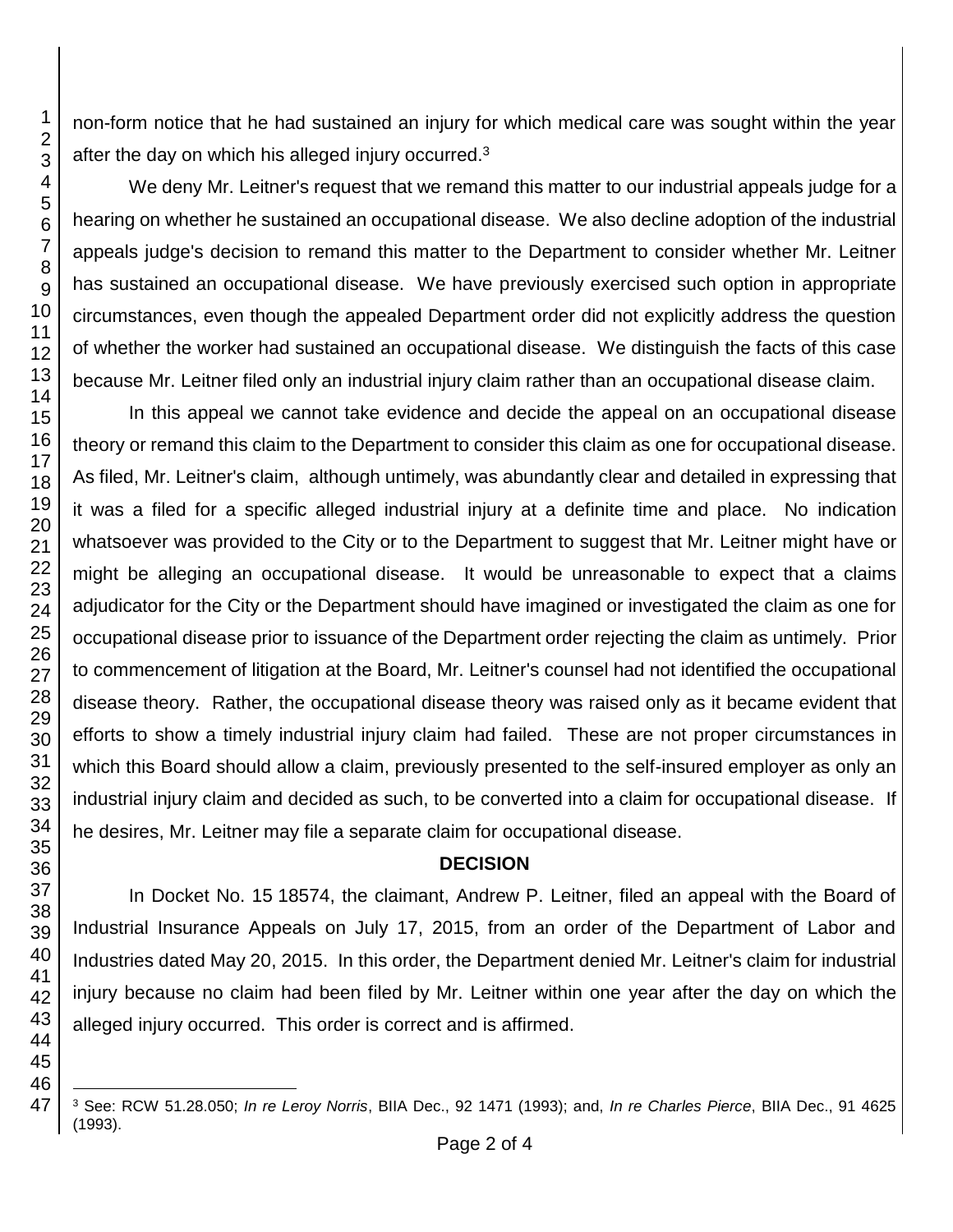non-form notice that he had sustained an injury for which medical care was sought within the year after the day on which his alleged injury occurred.[3]

We deny Mr. Leitner's request that we remand this matter to our industrial appeals judge for a hearing on whether he sustained an occupational disease. We also decline adoption of the industrial appeals judge's decision to remand this matter to the Department to consider whether Mr. Leitner has sustained an occupational disease. We have previously exercised such option in appropriate circumstances, even though the appealed Department order did not explicitly address the question of whether the worker had sustained an occupational disease. We distinguish the facts of this case because Mr. Leitner filed only an industrial injury claim rather than an occupational disease claim.

In this appeal we cannot take evidence and decide the appeal on an occupational disease theory or remand this claim to the Department to consider this claim as one for occupational disease. As filed, Mr. Leitner's claim, although untimely, was abundantly clear and detailed in expressing that it was a filed for a specific alleged industrial injury at a definite time and place. No indication whatsoever was provided to the City or to the Department to suggest that Mr. Leitner might have or might be alleging an occupational disease. It would be unreasonable to expect that a claims adjudicator for the City or the Department should have imagined or investigated the claim as one for occupational disease prior to issuance of the Department order rejecting the claim as untimely. Prior to commencement of litigation at the Board, Mr. Leitner's counsel had not identified the occupational disease theory. Rather, the occupational disease theory was raised only as it became evident that efforts to show a timely industrial injury claim had failed. These are not proper circumstances in which this Board should allow a claim, previously presented to the self-insured employer as only an industrial injury claim and decided as such, to be converted into a claim for occupational disease. If he desires, Mr. Leitner may file a separate claim for occupational disease.

## DECISION

In Docket No. 15 18574, the claimant, Andrew P. Leitner, filed an appeal with the Board of Industrial Insurance Appeals on July 17, 2015, from an order of the Department of Labor and Industries dated May 20, 2015. In this order, the Department denied Mr. Leitner's claim for industrial injury because no claim had been filed by Mr. Leitner within one year after the day on which the alleged injury occurred. This order is correct and is affirmed.

---

[3] See: RCW 51.28.050; *In re Leroy Norris*, BIIA Dec., 92 1471 (1993); and, *In re Charles Pierce*, BIIA Dec., 91 4625 (1993).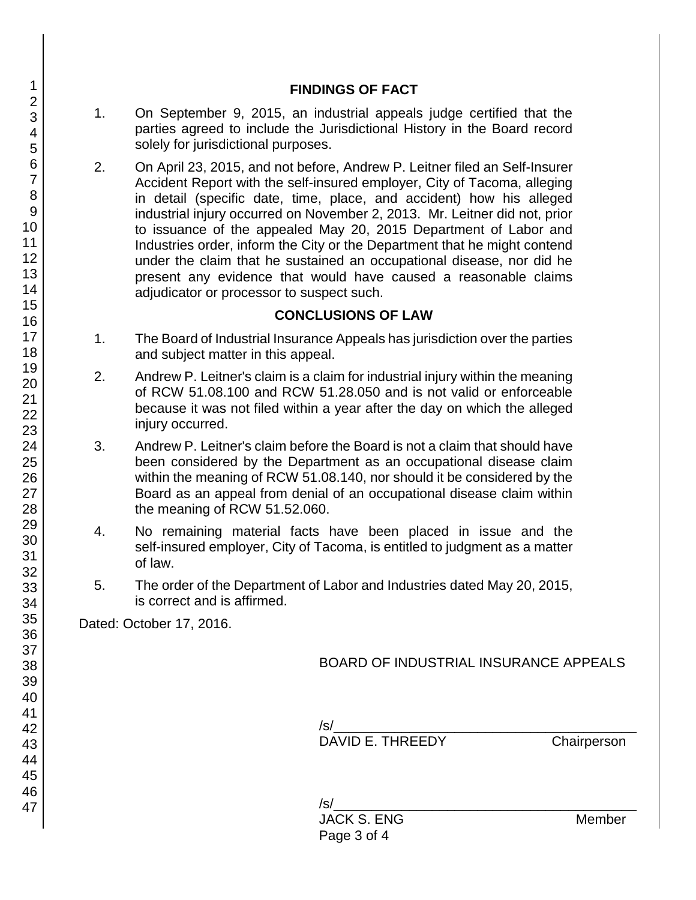## FINDINGS OF FACT

1. On September 9, 2015, an industrial appeals judge certified that the parties agreed to include the Jurisdictional History in the Board record solely for jurisdictional purposes.

2. On April 23, 2015, and not before, Andrew P. Leitner filed an Self-Insurer Accident Report with the self-insured employer, City of Tacoma, alleging in detail (specific date, time, place, and accident) how his alleged industrial injury occurred on November 2, 2013. Mr. Leitner did not, prior to issuance of the appealed May 20, 2015 Department of Labor and Industries order, inform the City or the Department that he might contend under the claim that he sustained an occupational disease, nor did he present any evidence that would have caused a reasonable claims adjudicator or processor to suspect such.

## CONCLUSIONS OF LAW

1. The Board of Industrial Insurance Appeals has jurisdiction over the parties and subject matter in this appeal.

2. Andrew P. Leitner's claim is a claim for industrial injury within the meaning of RCW 51.08.100 and RCW 51.28.050 and is not valid or enforceable because it was not filed within a year after the day on which the alleged injury occurred.

3. Andrew P. Leitner's claim before the Board is not a claim that should have been considered by the Department as an occupational disease claim within the meaning of RCW 51.08.140, nor should it be considered by the Board as an appeal from denial of an occupational disease claim within the meaning of RCW 51.52.060.

4. No remaining material facts have been placed in issue and the self-insured employer, City of Tacoma, is entitled to judgment as a matter of law.

5. The order of the Department of Labor and Industries dated May 20, 2015, is correct and is affirmed.

Dated: October 17, 2016.

BOARD OF INDUSTRIAL INSURANCE APPEALS

/s/\_\_\_\_\_\_\_\_\_\_\_\_\_\_\_\_\_\_\_\_\_\_\_\_\_\_\_\_\_\_\_\_\_\_\_\_\_\_\_\_
DAVID E. THREEDY Chairperson

/s/\_\_\_\_\_\_\_\_\_\_\_\_\_\_\_\_\_\_\_\_\_\_\_\_\_\_\_\_\_\_\_\_\_\_\_\_\_\_\_\_
JACK S. ENG Member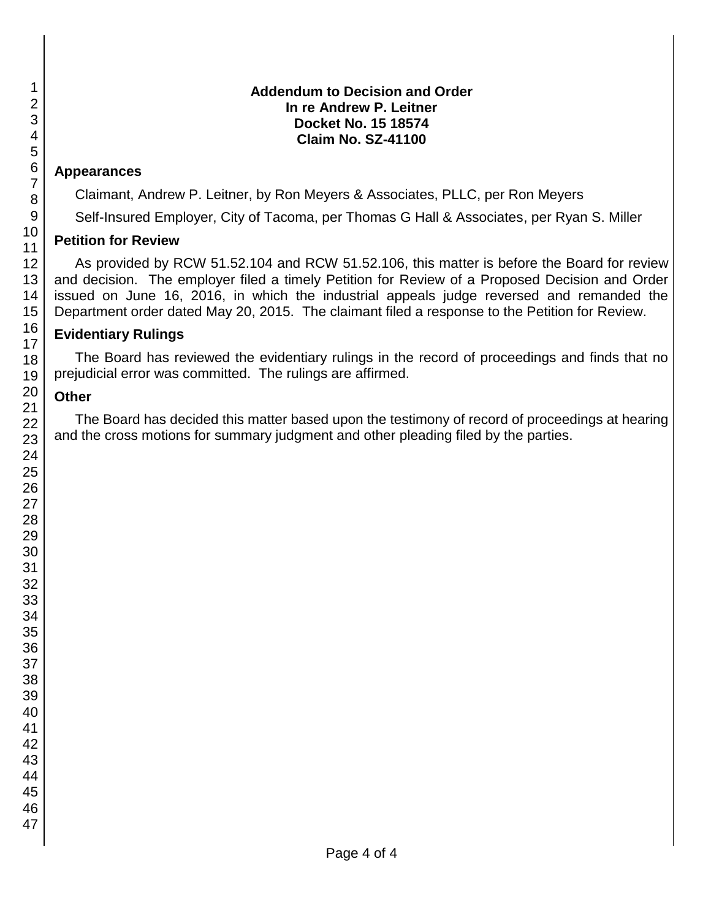**Addendum to Decision and Order**
**In re Andrew P. Leitner**
**Docket No. 15 18574**
**Claim No. SZ-41100**

## Appearances

Claimant, Andrew P. Leitner, by Ron Meyers & Associates, PLLC, per Ron Meyers

Self-Insured Employer, City of Tacoma, per Thomas G Hall & Associates, per Ryan S. Miller

## Petition for Review

As provided by RCW 51.52.104 and RCW 51.52.106, this matter is before the Board for review and decision. The employer filed a timely Petition for Review of a Proposed Decision and Order issued on June 16, 2016, in which the industrial appeals judge reversed and remanded the Department order dated May 20, 2015. The claimant filed a response to the Petition for Review.

## Evidentiary Rulings

The Board has reviewed the evidentiary rulings in the record of proceedings and finds that no prejudicial error was committed. The rulings are affirmed.

## Other

The Board has decided this matter based upon the testimony of record of proceedings at hearing and the cross motions for summary judgment and other pleading filed by the parties.